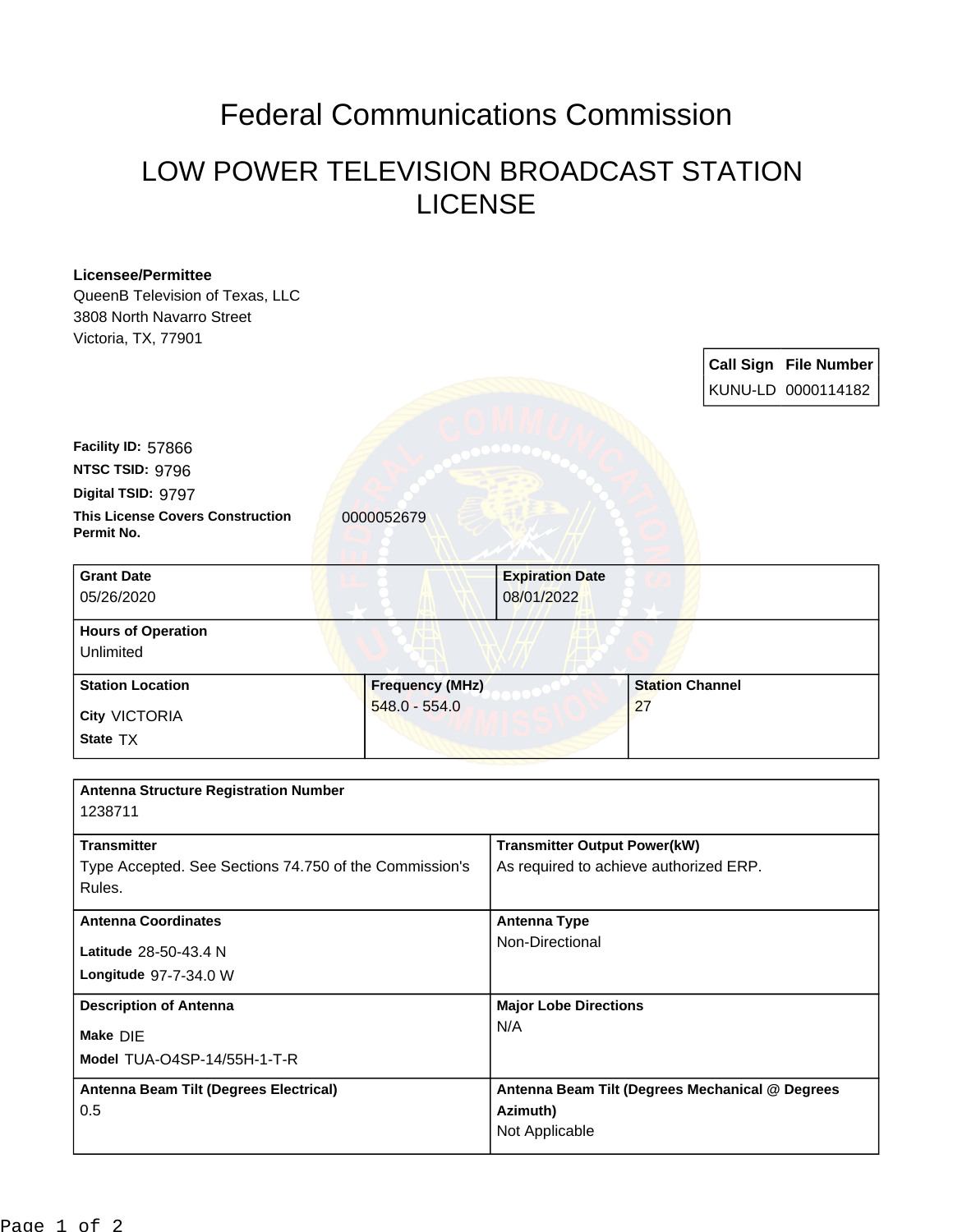# Federal Communications Commission

## LOW POWER TELEVISION BROADCAST STATION LICENSE

**Licensee/Permittee**
QueenB Television of Texas, LLC
3808 North Navarro Street
Victoria, TX, 77901

| Call Sign | File Number |
| --- | --- |
| KUNU-LD | 0000114182 |

**Facility ID:** 57866
**NTSC TSID:** 9796
**Digital TSID:** 9797
**This License Covers Construction Permit No.** 0000052679

| Grant Date | Expiration Date |
| --- | --- |
| 05/26/2020 | 08/01/2022 |

**Hours of Operation**
Unlimited

| Station Location | Frequency (MHz) | Station Channel |
| --- | --- | --- |
| City VICTORIA<br>State TX | 548.0 - 554.0 | 27 |

**Antenna Structure Registration Number**
1238711

| Transmitter | Transmitter Output Power(kW) |
| --- | --- |
| Type Accepted. See Sections 74.750 of the Commission's Rules. | As required to achieve authorized ERP. |

| Antenna Coordinates | Antenna Type |
| --- | --- |
| Latitude 28-50-43.4 N<br>Longitude 97-7-34.0 W | Non-Directional |

| Description of Antenna | Major Lobe Directions |
| --- | --- |
| Make DIE<br>Model TUA-O4SP-14/55H-1-T-R | N/A |

| Antenna Beam Tilt (Degrees Electrical) | Antenna Beam Tilt (Degrees Mechanical @ Degrees Azimuth) |
| --- | --- |
| 0.5 | Not Applicable |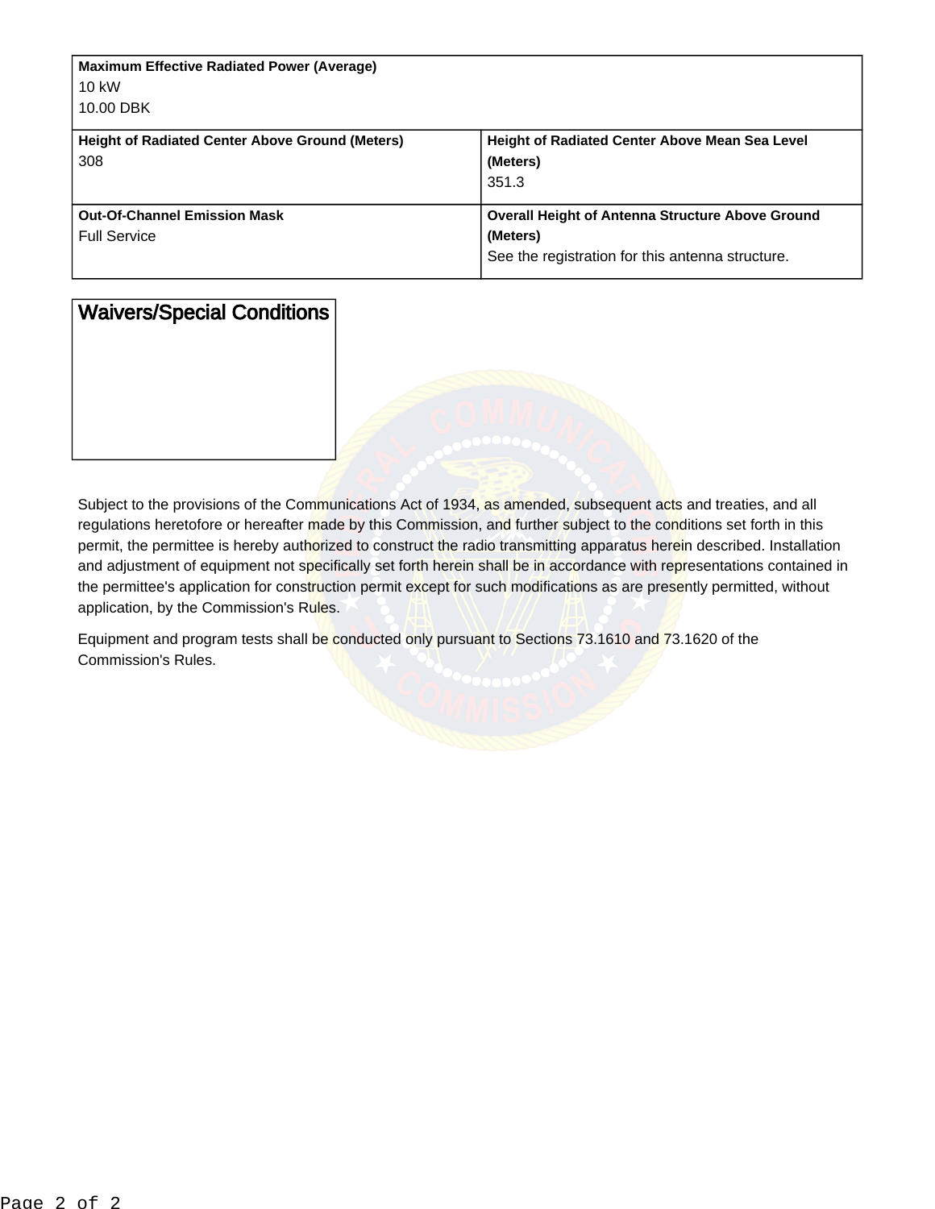| | |
|---|---|
| **Maximum Effective Radiated Power (Average)**<br>10 kW<br>10.00 DBK | |
| **Height of Radiated Center Above Ground (Meters)**<br>308 | **Height of Radiated Center Above Mean Sea Level (Meters)**<br>351.3 |
| **Out-Of-Channel Emission Mask**<br>Full Service | **Overall Height of Antenna Structure Above Ground (Meters)**<br>See the registration for this antenna structure. |

## Waivers/Special Conditions

Subject to the provisions of the Communications Act of 1934, as amended, subsequent acts and treaties, and all regulations heretofore or hereafter made by this Commission, and further subject to the conditions set forth in this permit, the permittee is hereby authorized to construct the radio transmitting apparatus herein described. Installation and adjustment of equipment not specifically set forth herein shall be in accordance with representations contained in the permittee's application for construction permit except for such modifications as are presently permitted, without application, by the Commission's Rules.

Equipment and program tests shall be conducted only pursuant to Sections 73.1610 and 73.1620 of the Commission's Rules.